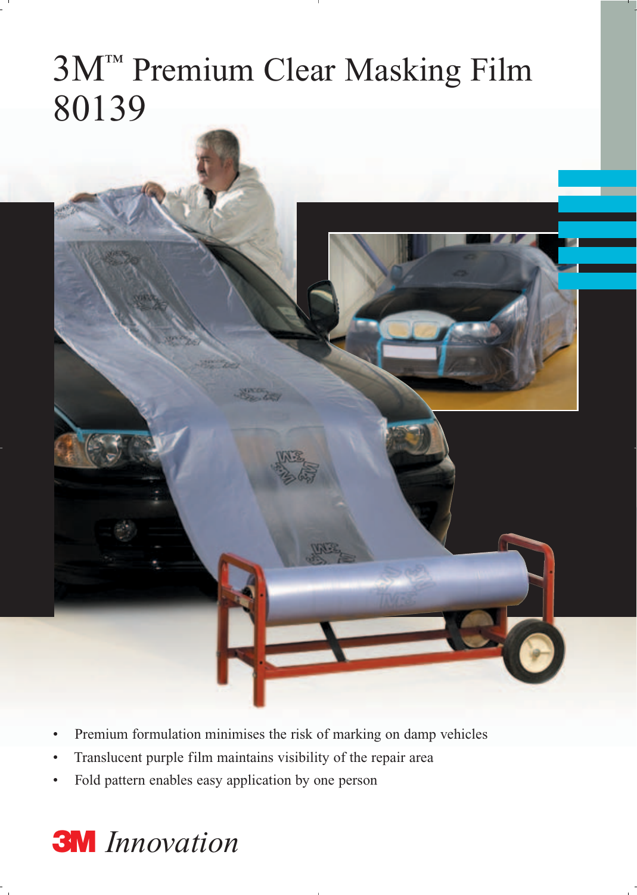# 3M™ Premium Clear Masking Film 80139

- Premium formulation minimises the risk of marking on damp vehicles
- Translucent purple film maintains visibility of the repair area
- Fold pattern enables easy application by one person

**3M** *Innovation*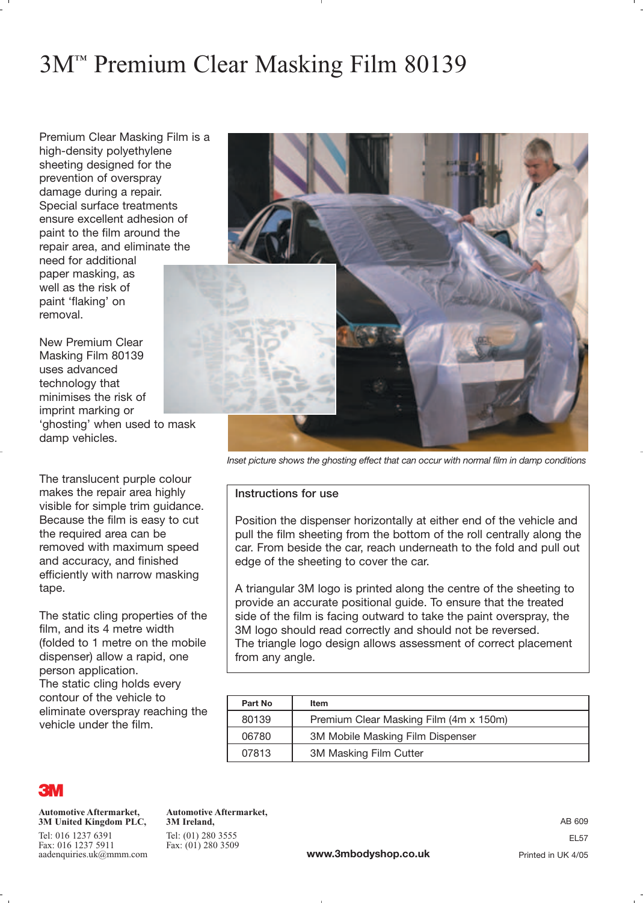# 3M™ Premium Clear Masking Film 80139

Premium Clear Masking Film is a high-density polyethylene sheeting designed for the prevention of overspray damage during a repair. Special surface treatments ensure excellent adhesion of paint to the film around the repair area, and eliminate the need for additional paper masking, as well as the risk of paint 'flaking' on removal.

New Premium Clear Masking Film 80139 uses advanced technology that minimises the risk of imprint marking or 'ghosting' when used to mask damp vehicles.

The translucent purple colour makes the repair area highly visible for simple trim guidance. Because the film is easy to cut the required area can be removed with maximum speed and accuracy, and finished efficiently with narrow masking tape.

The static cling properties of the film, and its 4 metre width (folded to 1 metre on the mobile dispenser) allow a rapid, one person application.
The static cling holds every contour of the vehicle to eliminate overspray reaching the vehicle under the film.

*Inset picture shows the ghosting effect that can occur with normal film in damp conditions*

## Instructions for use

Position the dispenser horizontally at either end of the vehicle and pull the film sheeting from the bottom of the roll centrally along the car. From beside the car, reach underneath to the fold and pull out edge of the sheeting to cover the car.

A triangular 3M logo is printed along the centre of the sheeting to provide an accurate positional guide. To ensure that the treated side of the film is facing outward to take the paint overspray, the 3M logo should read correctly and should not be reversed.
The triangle logo design allows assessment of correct placement from any angle.

| Part No | Item |
|---|---|
| 80139 | Premium Clear Masking Film (4m x 150m) |
| 06780 | 3M Mobile Masking Film Dispenser |
| 07813 | 3M Masking Film Cutter |

3M

**Automotive Aftermarket,**
**3M United Kingdom PLC,**
Tel: 016 1237 6391
Fax: 016 1237 5911
aadenquiries.uk@mmm.com

**Automotive Aftermarket,**
**3M Ireland,**
Tel: (01) 280 3555
Fax: (01) 280 3509

**www.3mbodyshop.co.uk**

AB 609
EL57
Printed in UK 4/05